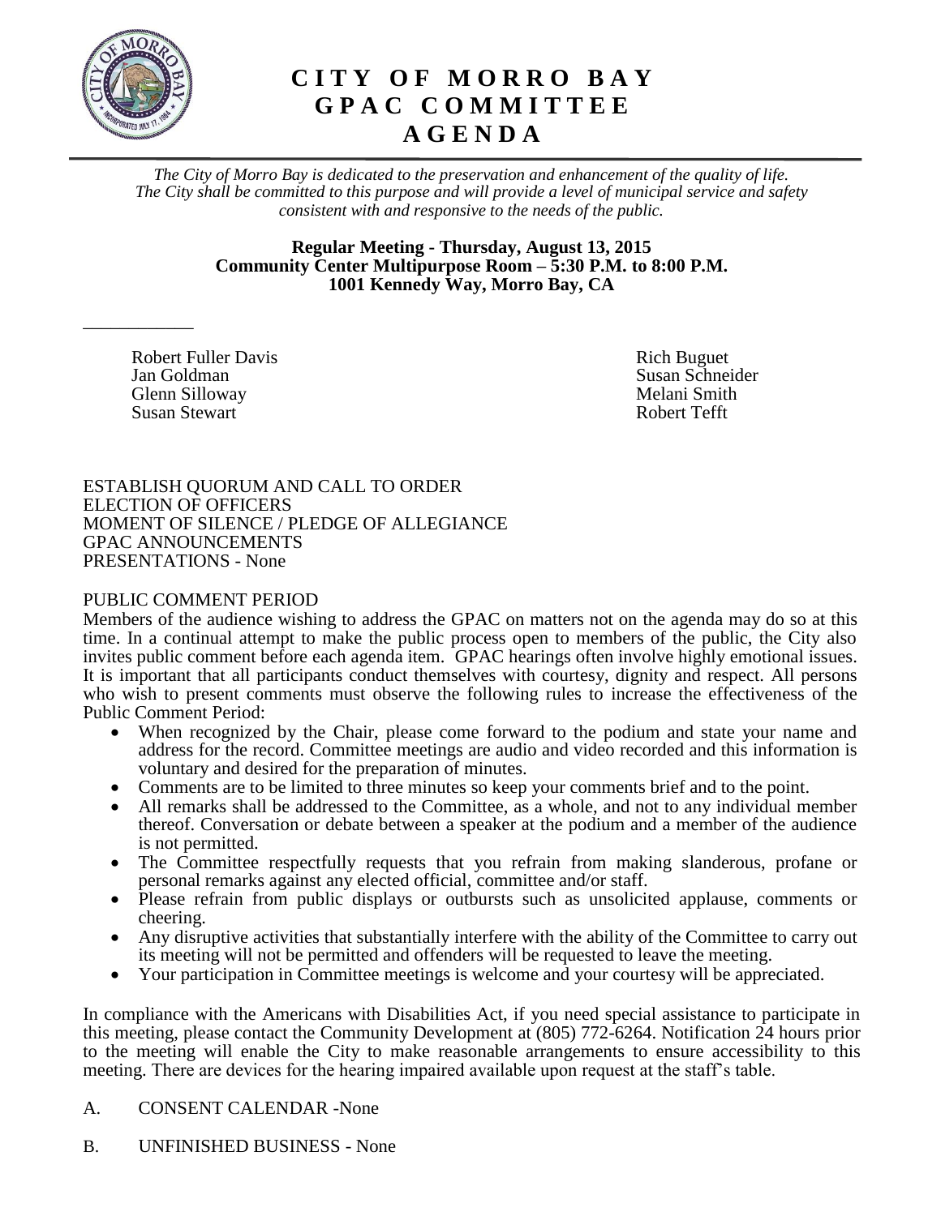# CITY OF MORRO BAY
# GPAC COMMITTEE
# AGENDA

*The City of Morro Bay is dedicated to the preservation and enhancement of the quality of life. The City shall be committed to this purpose and will provide a level of municipal service and safety consistent with and responsive to the needs of the public.*

**Regular Meeting - Thursday, August 13, 2015**
**Community Center Multipurpose Room – 5:30 P.M. to 8:00 P.M.**
**1001 Kennedy Way, Morro Bay, CA**

___________

Robert Fuller Davis
Jan Goldman
Glenn Silloway
Susan Stewart

Rich Buguet
Susan Schneider
Melani Smith
Robert Tefft

ESTABLISH QUORUM AND CALL TO ORDER
ELECTION OF OFFICERS
MOMENT OF SILENCE / PLEDGE OF ALLEGIANCE
GPAC ANNOUNCEMENTS
PRESENTATIONS - None

PUBLIC COMMENT PERIOD

Members of the audience wishing to address the GPAC on matters not on the agenda may do so at this time. In a continual attempt to make the public process open to members of the public, the City also invites public comment before each agenda item. GPAC hearings often involve highly emotional issues. It is important that all participants conduct themselves with courtesy, dignity and respect. All persons who wish to present comments must observe the following rules to increase the effectiveness of the Public Comment Period:

- When recognized by the Chair, please come forward to the podium and state your name and address for the record. Committee meetings are audio and video recorded and this information is voluntary and desired for the preparation of minutes.
- Comments are to be limited to three minutes so keep your comments brief and to the point.
- All remarks shall be addressed to the Committee, as a whole, and not to any individual member thereof. Conversation or debate between a speaker at the podium and a member of the audience is not permitted.
- The Committee respectfully requests that you refrain from making slanderous, profane or personal remarks against any elected official, committee and/or staff.
- Please refrain from public displays or outbursts such as unsolicited applause, comments or cheering.
- Any disruptive activities that substantially interfere with the ability of the Committee to carry out its meeting will not be permitted and offenders will be requested to leave the meeting.
- Your participation in Committee meetings is welcome and your courtesy will be appreciated.

In compliance with the Americans with Disabilities Act, if you need special assistance to participate in this meeting, please contact the Community Development at (805) 772-6264. Notification 24 hours prior to the meeting will enable the City to make reasonable arrangements to ensure accessibility to this meeting. There are devices for the hearing impaired available upon request at the staff's table.

A. CONSENT CALENDAR -None

B. UNFINISHED BUSINESS - None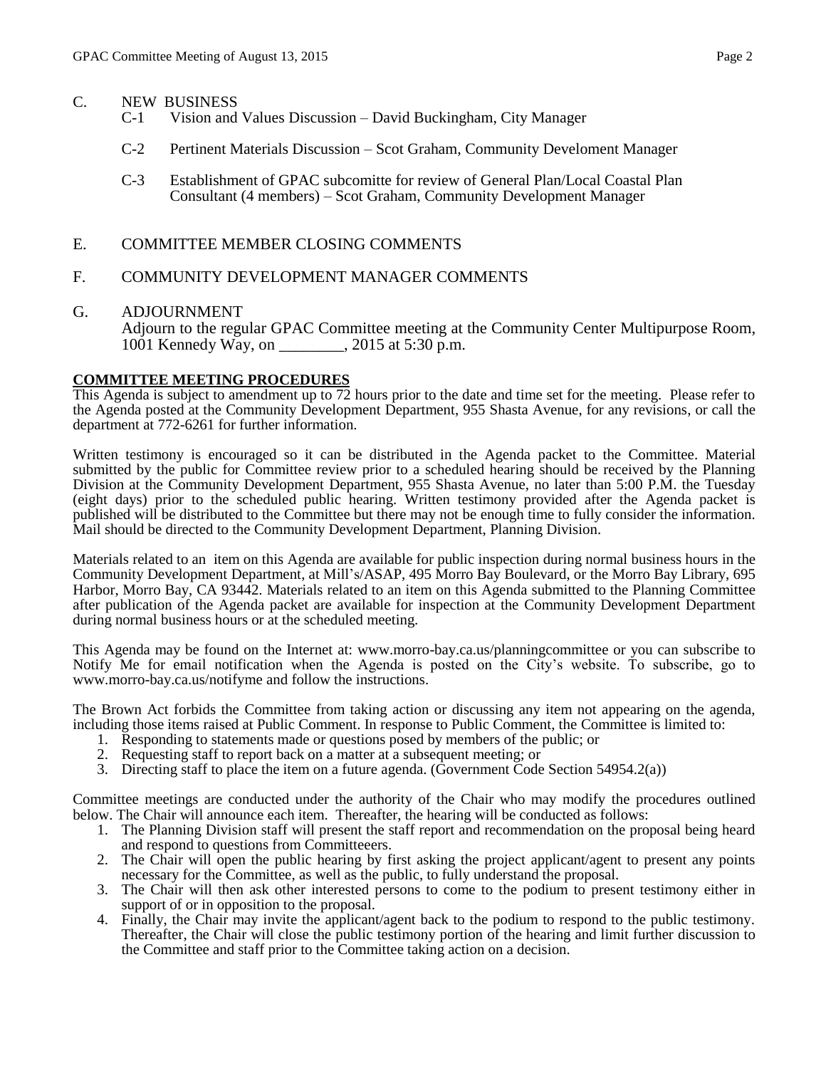C. NEW BUSINESS

- C-1 Vision and Values Discussion – David Buckingham, City Manager
- C-2 Pertinent Materials Discussion – Scot Graham, Community Develoment Manager
- C-3 Establishment of GPAC subcomitte for review of General Plan/Local Coastal Plan Consultant (4 members) – Scot Graham, Community Development Manager

E. COMMITTEE MEMBER CLOSING COMMENTS

F. COMMUNITY DEVELOPMENT MANAGER COMMENTS

G. ADJOURNMENT

Adjourn to the regular GPAC Committee meeting at the Community Center Multipurpose Room, 1001 Kennedy Way, on ________, 2015 at 5:30 p.m.

**COMMITTEE MEETING PROCEDURES**

This Agenda is subject to amendment up to 72 hours prior to the date and time set for the meeting. Please refer to the Agenda posted at the Community Development Department, 955 Shasta Avenue, for any revisions, or call the department at 772-6261 for further information.

Written testimony is encouraged so it can be distributed in the Agenda packet to the Committee. Material submitted by the public for Committee review prior to a scheduled hearing should be received by the Planning Division at the Community Development Department, 955 Shasta Avenue, no later than 5:00 P.M. the Tuesday (eight days) prior to the scheduled public hearing. Written testimony provided after the Agenda packet is published will be distributed to the Committee but there may not be enough time to fully consider the information. Mail should be directed to the Community Development Department, Planning Division.

Materials related to an item on this Agenda are available for public inspection during normal business hours in the Community Development Department, at Mill's/ASAP, 495 Morro Bay Boulevard, or the Morro Bay Library, 695 Harbor, Morro Bay, CA 93442. Materials related to an item on this Agenda submitted to the Planning Committee after publication of the Agenda packet are available for inspection at the Community Development Department during normal business hours or at the scheduled meeting.

This Agenda may be found on the Internet at: www.morro-bay.ca.us/planningcommittee or you can subscribe to Notify Me for email notification when the Agenda is posted on the City's website. To subscribe, go to www.morro-bay.ca.us/notifyme and follow the instructions.

The Brown Act forbids the Committee from taking action or discussing any item not appearing on the agenda, including those items raised at Public Comment. In response to Public Comment, the Committee is limited to:

1. Responding to statements made or questions posed by members of the public; or
2. Requesting staff to report back on a matter at a subsequent meeting; or
3. Directing staff to place the item on a future agenda. (Government Code Section 54954.2(a))

Committee meetings are conducted under the authority of the Chair who may modify the procedures outlined below. The Chair will announce each item. Thereafter, the hearing will be conducted as follows:

1. The Planning Division staff will present the staff report and recommendation on the proposal being heard and respond to questions from Committeeers.
2. The Chair will open the public hearing by first asking the project applicant/agent to present any points necessary for the Committee, as well as the public, to fully understand the proposal.
3. The Chair will then ask other interested persons to come to the podium to present testimony either in support of or in opposition to the proposal.
4. Finally, the Chair may invite the applicant/agent back to the podium to respond to the public testimony. Thereafter, the Chair will close the public testimony portion of the hearing and limit further discussion to the Committee and staff prior to the Committee taking action on a decision.